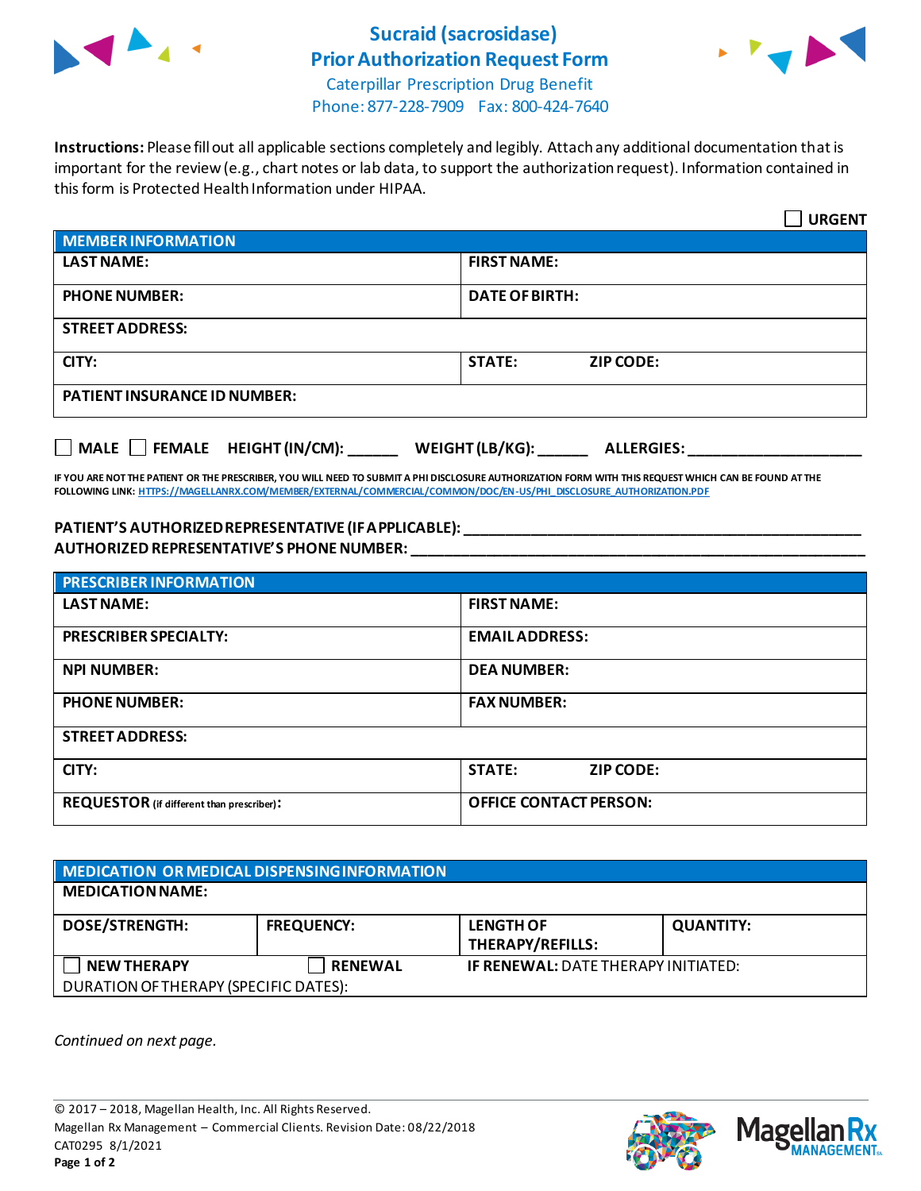# Sucraid (sacrosidase)
# Prior Authorization Request Form

Caterpillar Prescription Drug Benefit
Phone: 877-228-7909 Fax: 800-424-7640

**Instructions:** Please fill out all applicable sections completely and legibly. Attach any additional documentation that is important for the review (e.g., chart notes or lab data, to support the authorization request). Information contained in this form is Protected Health Information under HIPAA.

☐ **URGENT**

| **MEMBER INFORMATION** | |
|---|---|
| **LAST NAME:** | **FIRST NAME:** |
| **PHONE NUMBER:** | **DATE OF BIRTH:** |
| **STREET ADDRESS:** | |
| **CITY:** | **STATE: ZIP CODE:** |
| **PATIENT INSURANCE ID NUMBER:** | |

☐ **MALE** ☐ **FEMALE** **HEIGHT (IN/CM):** ______ **WEIGHT (LB/KG):** ______ **ALLERGIES:** ____________________

**IF YOU ARE NOT THE PATIENT OR THE PRESCRIBER, YOU WILL NEED TO SUBMIT A PHI DISCLOSURE AUTHORIZATION FORM WITH THIS REQUEST WHICH CAN BE FOUND AT THE FOLLOWING LINK:** HTTPS://MAGELLANRX.COM/MEMBER/EXTERNAL/COMMERCIAL/COMMON/DOC/EN-US/PHI_DISCLOSURE_AUTHORIZATION.PDF

**PATIENT'S AUTHORIZED REPRESENTATIVE (IF APPLICABLE):** ______________________________________________

**AUTHORIZED REPRESENTATIVE'S PHONE NUMBER:** ______________________________________________

| **PRESCRIBER INFORMATION** | |
|---|---|
| **LAST NAME:** | **FIRST NAME:** |
| **PRESCRIBER SPECIALTY:** | **EMAIL ADDRESS:** |
| **NPI NUMBER:** | **DEA NUMBER:** |
| **PHONE NUMBER:** | **FAX NUMBER:** |
| **STREET ADDRESS:** | |
| **CITY:** | **STATE: ZIP CODE:** |
| **REQUESTOR** (if different than prescriber)**:** | **OFFICE CONTACT PERSON:** |

| **MEDICATION OR MEDICAL DISPENSING INFORMATION** | | | |
|---|---|---|---|
| **MEDICATION NAME:** | | | |
| **DOSE/STRENGTH:** | **FREQUENCY:** | **LENGTH OF THERAPY/REFILLS:** | **QUANTITY:** |
| ☐ **NEW THERAPY** | ☐ **RENEWAL** | **IF RENEWAL:** DATE THERAPY INITIATED: | |
| DURATION OF THERAPY (SPECIFIC DATES): | | | |

*Continued on next page.*

© 2017 – 2018, Magellan Health, Inc. All Rights Reserved.
Magellan Rx Management – Commercial Clients. Revision Date: 08/22/2018
CAT0295 8/1/2021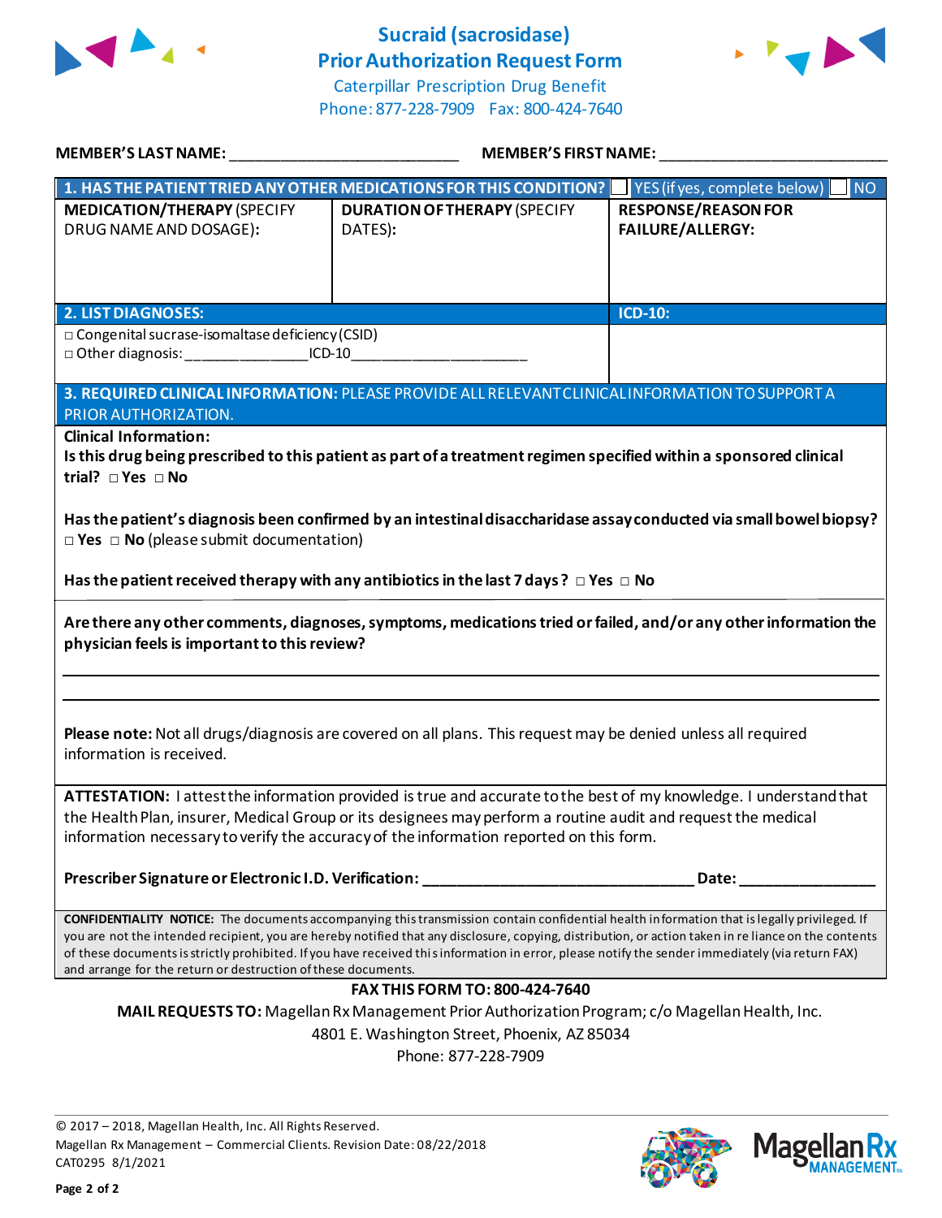# Sucraid (sacrosidase) Prior Authorization Request Form

Caterpillar Prescription Drug Benefit
Phone: 877-228-7909 Fax: 800-424-7640

**MEMBER'S LAST NAME:** ___________________________ **MEMBER'S FIRST NAME:** ___________________________

| **1. HAS THE PATIENT TRIED ANY OTHER MEDICATIONS FOR THIS CONDITION?** | | ☐ YES (if yes, complete below) ☐ NO |
|---|---|---|
| **MEDICATION/THERAPY** (SPECIFY DRUG NAME AND DOSAGE): | **DURATION OF THERAPY** (SPECIFY DATES): | **RESPONSE/REASON FOR FAILURE/ALLERGY:** |
| | | |

| **2. LIST DIAGNOSES:** | **ICD-10:** |
|---|---|
| ☐ Congenital sucrase-isomaltase deficiency (CSID)<br>☐ Other diagnosis: _______________ICD-10_____________________ | |

**3. REQUIRED CLINICAL INFORMATION:** PLEASE PROVIDE ALL RELEVANT CLINICAL INFORMATION TO SUPPORT A PRIOR AUTHORIZATION.

**Clinical Information:**

**Is this drug being prescribed to this patient as part of a treatment regimen specified within a sponsored clinical trial?** ☐ **Yes** ☐ **No**

**Has the patient's diagnosis been confirmed by an intestinal disaccharidase assay conducted via small bowel biopsy?** ☐ **Yes** ☐ **No** (please submit documentation)

**Has the patient received therapy with any antibiotics in the last 7 days?** ☐ **Yes** ☐ **No**

**Are there any other comments, diagnoses, symptoms, medications tried or failed, and/or any other information the physician feels is important to this review?**

_______________________________________________________________________________

_______________________________________________________________________________

**Please note:** Not all drugs/diagnosis are covered on all plans. This request may be denied unless all required information is received.

**ATTESTATION:** I attest the information provided is true and accurate to the best of my knowledge. I understand that the Health Plan, insurer, Medical Group or its designees may perform a routine audit and request the medical information necessary to verify the accuracy of the information reported on this form.

**Prescriber Signature or Electronic I.D. Verification:** ________________________________ **Date:** ________________

**CONFIDENTIALITY NOTICE:** The documents accompanying this transmission contain confidential health information that is legally privileged. If you are not the intended recipient, you are hereby notified that any disclosure, copying, distribution, or action taken in reliance on the contents of these documents is strictly prohibited. If you have received this information in error, please notify the sender immediately (via return FAX) and arrange for the return or destruction of these documents.

**FAX THIS FORM TO: 800-424-7640**

**MAIL REQUESTS TO:** Magellan Rx Management Prior Authorization Program; c/o Magellan Health, Inc.
4801 E. Washington Street, Phoenix, AZ 85034
Phone: 877-228-7909

© 2017 – 2018, Magellan Health, Inc. All Rights Reserved.
Magellan Rx Management – Commercial Clients. Revision Date: 08/22/2018
CAT0295 8/1/2021